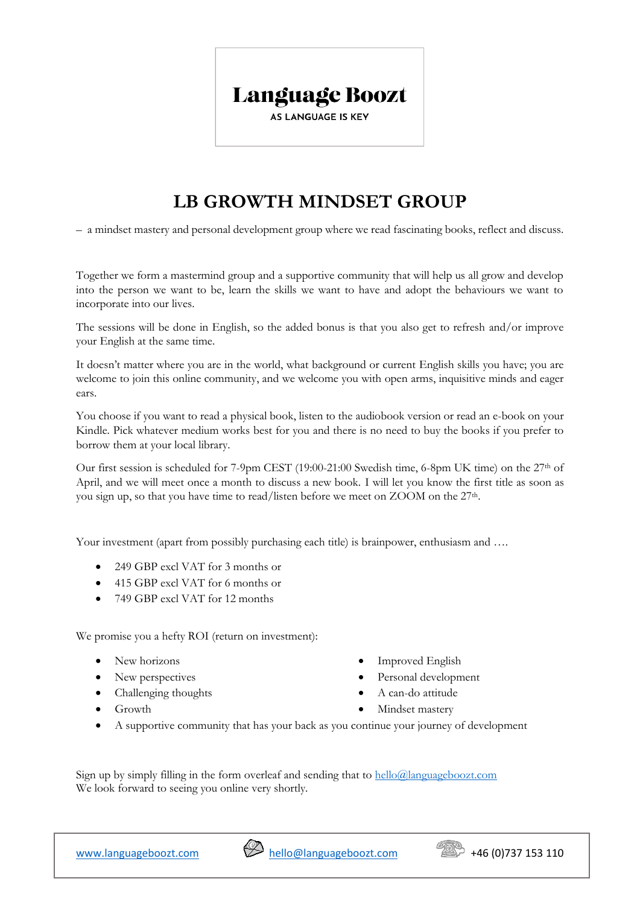**Language Boozt**

AS LANGUAGE IS KEY

# LB GROWTH MINDSET GROUP

– a mindset mastery and personal development group where we read fascinating books, reflect and discuss.

Together we form a mastermind group and a supportive community that will help us all grow and develop into the person we want to be, learn the skills we want to have and adopt the behaviours we want to incorporate into our lives.

The sessions will be done in English, so the added bonus is that you also get to refresh and/or improve your English at the same time.

It doesn't matter where you are in the world, what background or current English skills you have; you are welcome to join this online community, and we welcome you with open arms, inquisitive minds and eager ears.

You choose if you want to read a physical book, listen to the audiobook version or read an e-book on your Kindle. Pick whatever medium works best for you and there is no need to buy the books if you prefer to borrow them at your local library.

Our first session is scheduled for 7-9pm CEST (19:00-21:00 Swedish time, 6-8pm UK time) on the 27th of April, and we will meet once a month to discuss a new book. I will let you know the first title as soon as you sign up, so that you have time to read/listen before we meet on ZOOM on the 27th.

Your investment (apart from possibly purchasing each title) is brainpower, enthusiasm and ….

- 249 GBP excl VAT for 3 months or
- 415 GBP excl VAT for 6 months or
- 749 GBP excl VAT for 12 months

We promise you a hefty ROI (return on investment):

- New horizons
- New perspectives
- Challenging thoughts
- Growth
- Improved English
- Personal development
- A can-do attitude
- Mindset mastery
- A supportive community that has your back as you continue your journey of development

Sign up by simply filling in the form overleaf and sending that to [hello@languageboozt.com](mailto:hello@languageboozt.com)
We look forward to seeing you online very shortly.

[www.languageboozt.com](http://www.languageboozt.com) [hello@languageboozt.com](mailto:hello@languageboozt.com) +46 (0)737 153 110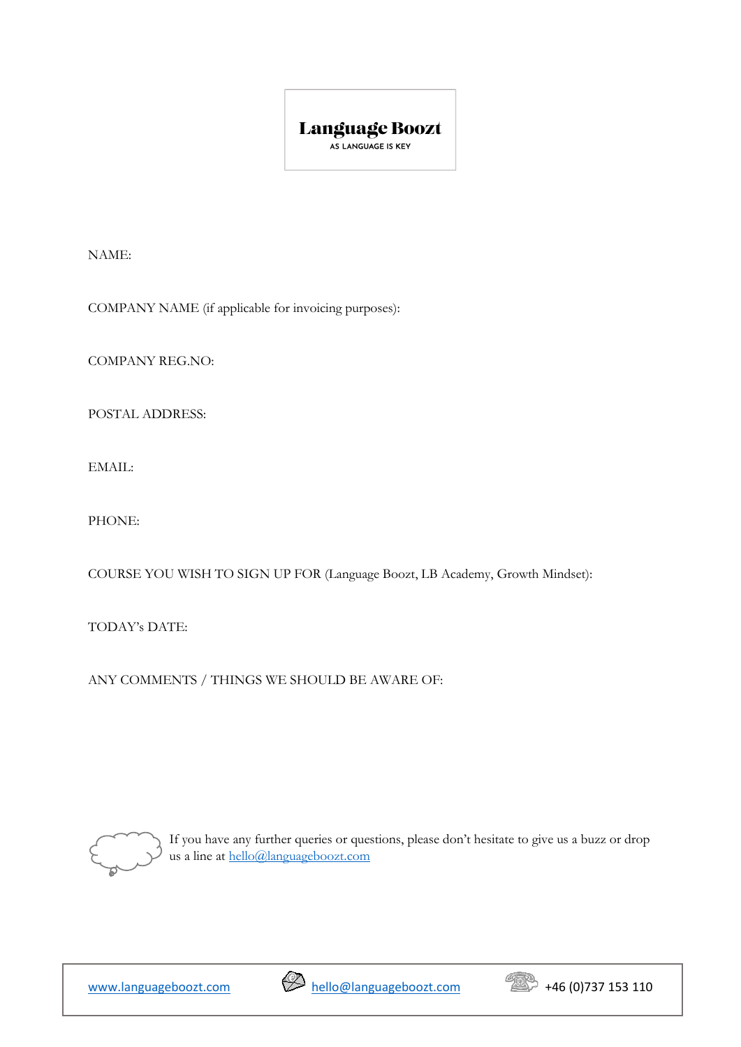**Language Boozt**
AS LANGUAGE IS KEY

NAME:

COMPANY NAME (if applicable for invoicing purposes):

COMPANY REG.NO:

POSTAL ADDRESS:

EMAIL:

PHONE:

COURSE YOU WISH TO SIGN UP FOR (Language Boozt, LB Academy, Growth Mindset):

TODAY's DATE:

ANY COMMENTS / THINGS WE SHOULD BE AWARE OF:

If you have any further queries or questions, please don't hesitate to give us a buzz or drop us a line at hello@languageboozt.com

www.languageboozt.com | hello@languageboozt.com | +46 (0)737 153 110